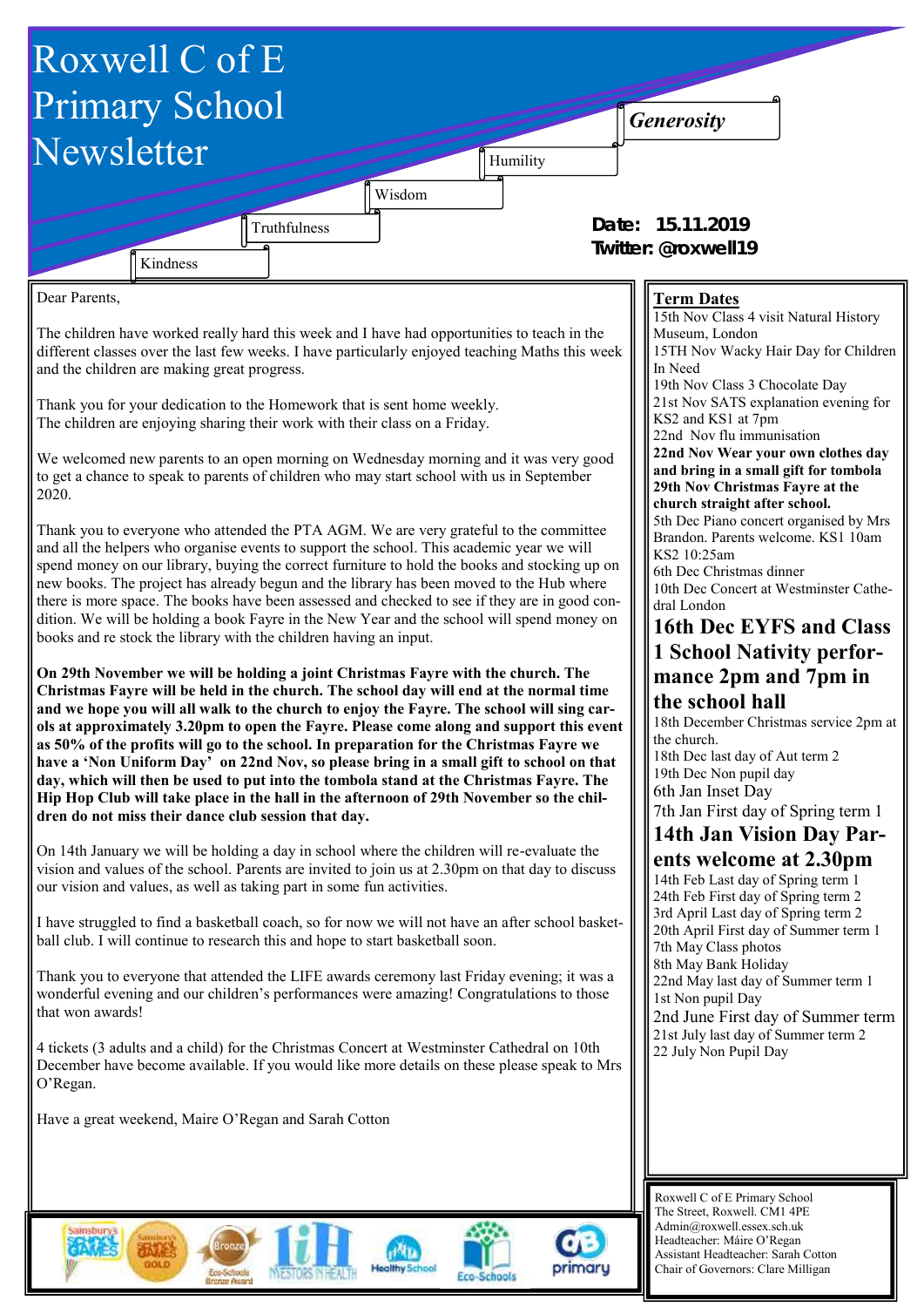# Roxwell C of E Primary School Newsletter

*Generosity*

Humility

Wisdom

Truthfulness

Kindness

**Date: 15.11.2019**
**Twitter: @roxwell19**

Dear Parents,

The children have worked really hard this week and I have had opportunities to teach in the different classes over the last few weeks. I have particularly enjoyed teaching Maths this week and the children are making great progress.

Thank you for your dedication to the Homework that is sent home weekly.
The children are enjoying sharing their work with their class on a Friday.

We welcomed new parents to an open morning on Wednesday morning and it was very good to get a chance to speak to parents of children who may start school with us in September 2020.

Thank you to everyone who attended the PTA AGM. We are very grateful to the committee and all the helpers who organise events to support the school. This academic year we will spend money on our library, buying the correct furniture to hold the books and stocking up on new books. The project has already begun and the library has been moved to the Hub where there is more space. The books have been assessed and checked to see if they are in good condition. We will be holding a book Fayre in the New Year and the school will spend money on books and re stock the library with the children having an input.

**On 29th November we will be holding a joint Christmas Fayre with the church. The Christmas Fayre will be held in the church. The school day will end at the normal time and we hope you will all walk to the church to enjoy the Fayre. The school will sing carols at approximately 3.20pm to open the Fayre. Please come along and support this event as 50% of the profits will go to the school. In preparation for the Christmas Fayre we have a 'Non Uniform Day' on 22nd Nov, so please bring in a small gift to school on that day, which will then be used to put into the tombola stand at the Christmas Fayre. The Hip Hop Club will take place in the hall in the afternoon of 29th November so the children do not miss their dance club session that day.**

On 14th January we will be holding a day in school where the children will re-evaluate the vision and values of the school. Parents are invited to join us at 2.30pm on that day to discuss our vision and values, as well as taking part in some fun activities.

I have struggled to find a basketball coach, so for now we will not have an after school basketball club. I will continue to research this and hope to start basketball soon.

Thank you to everyone that attended the LIFE awards ceremony last Friday evening; it was a wonderful evening and our children's performances were amazing! Congratulations to those that won awards!

4 tickets (3 adults and a child) for the Christmas Concert at Westminster Cathedral on 10th December have become available. If you would like more details on these please speak to Mrs O'Regan.

Have a great weekend, Maire O'Regan and Sarah Cotton

## Term Dates

15th Nov Class 4 visit Natural History Museum, London
15TH Nov Wacky Hair Day for Children In Need
19th Nov Class 3 Chocolate Day
21st Nov SATS explanation evening for KS2 and KS1 at 7pm
22nd Nov flu immunisation
**22nd Nov Wear your own clothes day and bring in a small gift for tombola**
**29th Nov Christmas Fayre at the church straight after school.**
5th Dec Piano concert organised by Mrs Brandon. Parents welcome. KS1 10am KS2 10:25am
6th Dec Christmas dinner
10th Dec Concert at Westminster Cathedral London

**16th Dec EYFS and Class 1 School Nativity performance 2pm and 7pm in the school hall**

18th December Christmas service 2pm at the church.
18th Dec last day of Aut term 2
19th Dec Non pupil day
6th Jan Inset Day
7th Jan First day of Spring term 1

**14th Jan Vision Day Parents welcome at 2.30pm**

14th Feb Last day of Spring term 1
24th Feb First day of Spring term 2
3rd April Last day of Spring term 2
20th April First day of Summer term 1
7th May Class photos
8th May Bank Holiday
22nd May last day of Summer term 1
1st Non pupil Day
2nd June First day of Summer term
21st July last day of Summer term 2
22 July Non Pupil Day

Roxwell C of E Primary School
The Street, Roxwell. CM1 4PE
Admin@roxwell.essex.sch.uk
Headteacher: Máire O'Regan
Assistant Headteacher: Sarah Cotton
Chair of Governors: Clare Milligan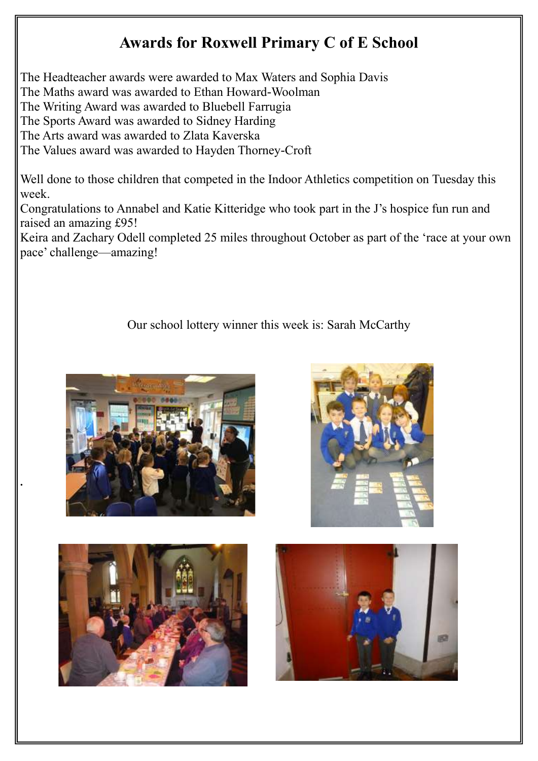# Awards for Roxwell Primary C of E School

The Headteacher awards were awarded to Max Waters and Sophia Davis
The Maths award was awarded to Ethan Howard-Woolman
The Writing Award was awarded to Bluebell Farrugia
The Sports Award was awarded to Sidney Harding
The Arts award was awarded to Zlata Kaverska
The Values award was awarded to Hayden Thorney-Croft

Well done to those children that competed in the Indoor Athletics competition on Tuesday this week.
Congratulations to Annabel and Katie Kitteridge who took part in the J's hospice fun run and raised an amazing £95!
Keira and Zachary Odell completed 25 miles throughout October as part of the 'race at your own pace' challenge—amazing!

Our school lottery winner this week is: Sarah McCarthy